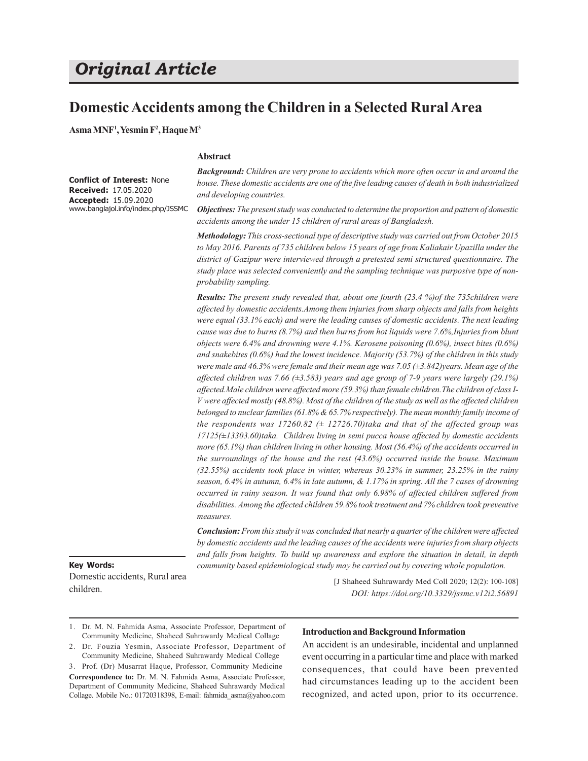# Original Article

## Domestic Accidents among the Children in a Selected Rural Area

**Asma MNF[1], Yesmin F[2], Haque M[3]**

**Conflict of Interest:** None
**Received:** 17.05.2020
**Accepted:** 15.09.2020
www.banglajol.info/index.php/JSSMC

### Abstract

***Background:*** *Children are very prone to accidents which more often occur in and around the house. These domestic accidents are one of the five leading causes of death in both industrialized and developing countries.*

***Objectives:*** *The present study was conducted to determine the proportion and pattern of domestic accidents among the under 15 children of rural areas of Bangladesh.*

***Methodology:*** *This cross-sectional type of descriptive study was carried out from October 2015 to May 2016. Parents of 735 children below 15 years of age from Kaliakair Upazilla under the district of Gazipur were interviewed through a pretested semi structured questionnaire. The study place was selected conveniently and the sampling technique was purposive type of non-probability sampling.*

***Results:*** *The present study revealed that, about one fourth (23.4 %)of the 735children were affected by domestic accidents.Among them injuries from sharp objects and falls from heights were equal (33.1% each) and were the leading causes of domestic accidents. The next leading cause was due to burns (8.7%) and then burns from hot liquids were 7.6%,Injuries from blunt objects were 6.4% and drowning were 4.1%. Kerosene poisoning (0.6%), insect bites (0.6%) and snakebites (0.6%) had the lowest incidence. Majority (53.7%) of the children in this study were male and 46.3% were female and their mean age was 7.05 (±3.842)years. Mean age of the affected children was 7.66 (±3.583) years and age group of 7-9 years were largely (29.1%) affected.Male children were affected more (59.3%) than female children.The children of class I-V were affected mostly (48.8%). Most of the children of the study as well as the affected children belonged to nuclear families (61.8% & 65.7% respectively). The mean monthly family income of the respondents was 17260.82 (± 12726.70)taka and that of the affected group was 17125(±13303.60)taka. Children living in semi pucca house affected by domestic accidents more (65.1%) than children living in other housing. Most (56.4%) of the accidents occurred in the surroundings of the house and the rest (43.6%) occurred inside the house. Maximum (32.55%) accidents took place in winter, whereas 30.23% in summer, 23.25% in the rainy season, 6.4% in autumn, 6.4% in late autumn, & 1.17% in spring. All the 7 cases of drowning occurred in rainy season. It was found that only 6.98% of affected children suffered from disabilities. Among the affected children 59.8% took treatment and 7% children took preventive measures.*

***Conclusion:*** *From this study it was concluded that nearly a quarter of the children were affected by domestic accidents and the leading causes of the accidents were injuries from sharp objects and falls from heights. To build up awareness and explore the situation in detail, in depth community based epidemiological study may be carried out by covering whole population.*

**Key Words:**
Domestic accidents, Rural area children.

[J Shaheed Suhrawardy Med Coll 2020; 12(2): 100-108]
*DOI: https://doi.org/10.3329/jssmc.v12i2.56891*

1. Dr. M. N. Fahmida Asma, Associate Professor, Department of Community Medicine, Shaheed Suhrawardy Medical Collage
2. Dr. Fouzia Yesmin, Associate Professor, Department of Community Medicine, Shaheed Suhrawardy Medical College
3. Prof. (Dr) Musarrat Haque, Professor, Community Medicine

**Correspondence to:** Dr. M. N. Fahmida Asma, Associate Professor, Department of Community Medicine, Shaheed Suhrawardy Medical Collage. Mobile No.: 01720318398, E-mail: fahmida_asma@yahoo.com

### Introduction and Background Information

An accident is an undesirable, incidental and unplanned event occurring in a particular time and place with marked consequences, that could have been prevented had circumstances leading up to the accident been recognized, and acted upon, prior to its occurrence.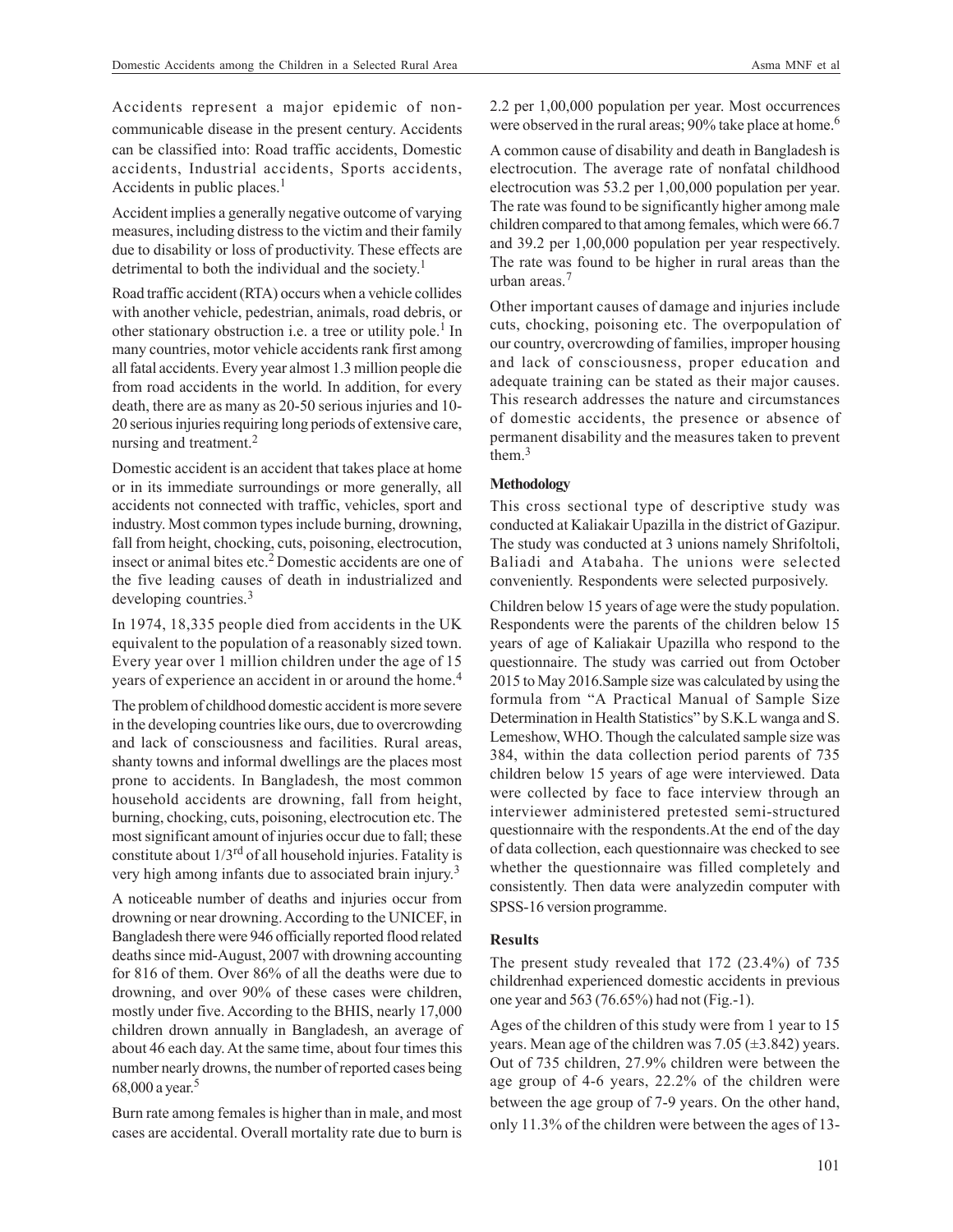Accidents represent a major epidemic of non-communicable disease in the present century. Accidents can be classified into: Road traffic accidents, Domestic accidents, Industrial accidents, Sports accidents, Accidents in public places.[1]

Accident implies a generally negative outcome of varying measures, including distress to the victim and their family due to disability or loss of productivity. These effects are detrimental to both the individual and the society.[1]

Road traffic accident (RTA) occurs when a vehicle collides with another vehicle, pedestrian, animals, road debris, or other stationary obstruction i.e. a tree or utility pole.[1] In many countries, motor vehicle accidents rank first among all fatal accidents. Every year almost 1.3 million people die from road accidents in the world. In addition, for every death, there are as many as 20-50 serious injuries and 10-20 serious injuries requiring long periods of extensive care, nursing and treatment.[2]

Domestic accident is an accident that takes place at home or in its immediate surroundings or more generally, all accidents not connected with traffic, vehicles, sport and industry. Most common types include burning, drowning, fall from height, chocking, cuts, poisoning, electrocution, insect or animal bites etc.[2] Domestic accidents are one of the five leading causes of death in industrialized and developing countries.[3]

In 1974, 18,335 people died from accidents in the UK equivalent to the population of a reasonably sized town. Every year over 1 million children under the age of 15 years of experience an accident in or around the home.[4]

The problem of childhood domestic accident is more severe in the developing countries like ours, due to overcrowding and lack of consciousness and facilities. Rural areas, shanty towns and informal dwellings are the places most prone to accidents. In Bangladesh, the most common household accidents are drowning, fall from height, burning, chocking, cuts, poisoning, electrocution etc. The most significant amount of injuries occur due to fall; these constitute about 1/3rd of all household injuries. Fatality is very high among infants due to associated brain injury.[3]

A noticeable number of deaths and injuries occur from drowning or near drowning. According to the UNICEF, in Bangladesh there were 946 officially reported flood related deaths since mid-August, 2007 with drowning accounting for 816 of them. Over 86% of all the deaths were due to drowning, and over 90% of these cases were children, mostly under five. According to the BHIS, nearly 17,000 children drown annually in Bangladesh, an average of about 46 each day. At the same time, about four times this number nearly drowns, the number of reported cases being 68,000 a year.[5]

Burn rate among females is higher than in male, and most cases are accidental. Overall mortality rate due to burn is 2.2 per 1,00,000 population per year. Most occurrences were observed in the rural areas; 90% take place at home.[6]

A common cause of disability and death in Bangladesh is electrocution. The average rate of nonfatal childhood electrocution was 53.2 per 1,00,000 population per year. The rate was found to be significantly higher among male children compared to that among females, which were 66.7 and 39.2 per 1,00,000 population per year respectively. The rate was found to be higher in rural areas than the urban areas.[7]

Other important causes of damage and injuries include cuts, chocking, poisoning etc. The overpopulation of our country, overcrowding of families, improper housing and lack of consciousness, proper education and adequate training can be stated as their major causes. This research addresses the nature and circumstances of domestic accidents, the presence or absence of permanent disability and the measures taken to prevent them.[3]

## Methodology

This cross sectional type of descriptive study was conducted at Kaliakair Upazilla in the district of Gazipur. The study was conducted at 3 unions namely Shrifoltoli, Baliadi and Atabaha. The unions were selected conveniently. Respondents were selected purposively.

Children below 15 years of age were the study population. Respondents were the parents of the children below 15 years of age of Kaliakair Upazilla who respond to the questionnaire. The study was carried out from October 2015 to May 2016.Sample size was calculated by using the formula from "A Practical Manual of Sample Size Determination in Health Statistics" by S.K.L wanga and S. Lemeshow, WHO. Though the calculated sample size was 384, within the data collection period parents of 735 children below 15 years of age were interviewed. Data were collected by face to face interview through an interviewer administered pretested semi-structured questionnaire with the respondents.At the end of the day of data collection, each questionnaire was checked to see whether the questionnaire was filled completely and consistently. Then data were analyzedin computer with SPSS-16 version programme.

## Results

The present study revealed that 172 (23.4%) of 735 childrenhad experienced domestic accidents in previous one year and 563 (76.65%) had not (Fig.-1).

Ages of the children of this study were from 1 year to 15 years. Mean age of the children was 7.05 (±3.842) years. Out of 735 children, 27.9% children were between the age group of 4-6 years, 22.2% of the children were between the age group of 7-9 years. On the other hand, only 11.3% of the children were between the ages of 13-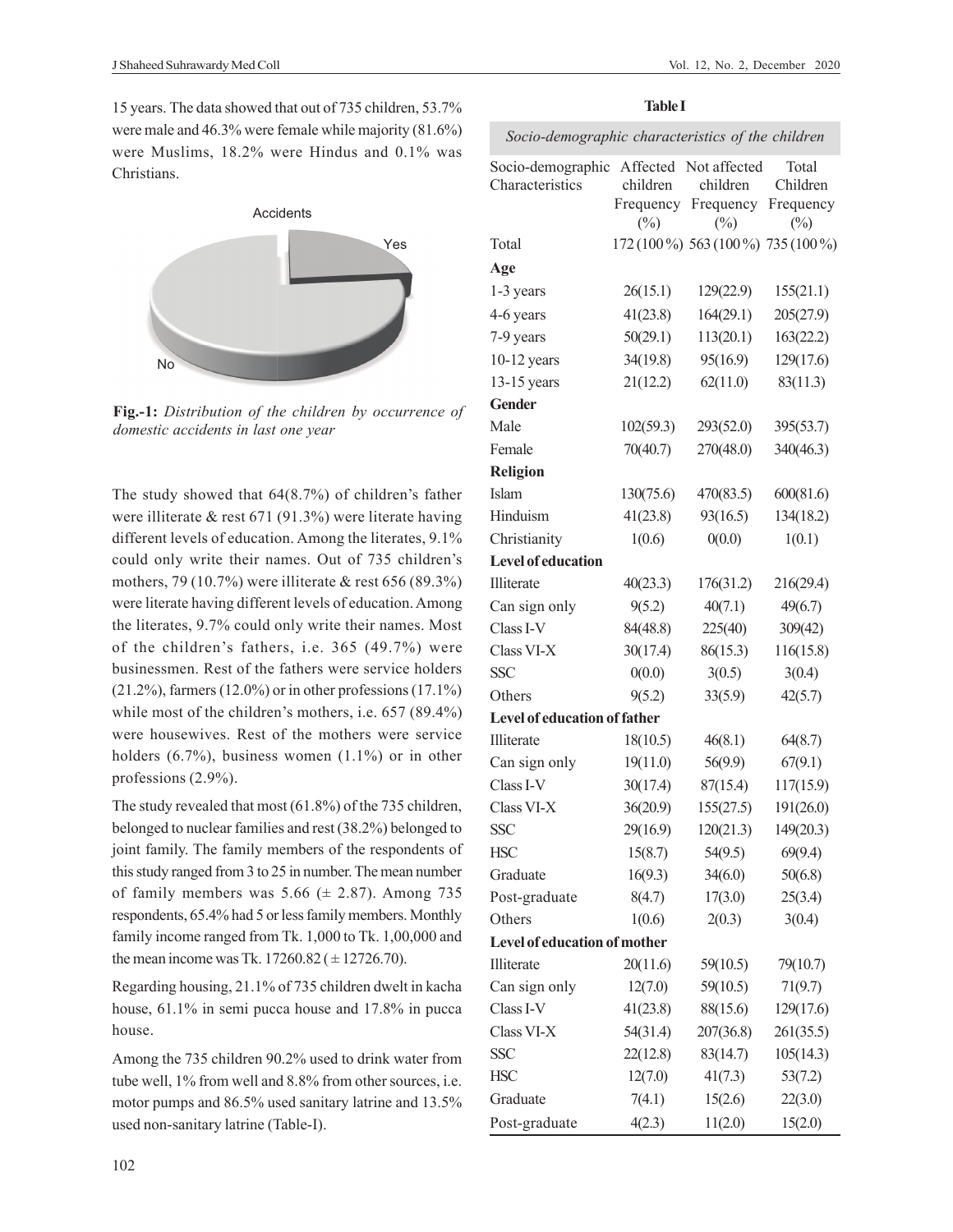15 years. The data showed that out of 735 children, 53.7% were male and 46.3% were female while majority (81.6%) were Muslims, 18.2% were Hindus and 0.1% was Christians.

**Fig.-1:** *Distribution of the children by occurrence of domestic accidents in last one year*

The study showed that 64(8.7%) of children's father were illiterate & rest 671 (91.3%) were literate having different levels of education. Among the literates, 9.1% could only write their names. Out of 735 children's mothers, 79 (10.7%) were illiterate & rest 656 (89.3%) were literate having different levels of education. Among the literates, 9.7% could only write their names. Most of the children's fathers, i.e. 365 (49.7%) were businessmen. Rest of the fathers were service holders (21.2%), farmers (12.0%) or in other professions (17.1%) while most of the children's mothers, i.e. 657 (89.4%) were housewives. Rest of the mothers were service holders (6.7%), business women (1.1%) or in other professions (2.9%).

The study revealed that most (61.8%) of the 735 children, belonged to nuclear families and rest (38.2%) belonged to joint family. The family members of the respondents of this study ranged from 3 to 25 in number. The mean number of family members was 5.66 (± 2.87). Among 735 respondents, 65.4% had 5 or less family members. Monthly family income ranged from Tk. 1,000 to Tk. 1,00,000 and the mean income was Tk. 17260.82 ( ± 12726.70).

Regarding housing, 21.1% of 735 children dwelt in kacha house, 61.1% in semi pucca house and 17.8% in pucca house.

Among the 735 children 90.2% used to drink water from tube well, 1% from well and 8.8% from other sources, i.e. motor pumps and 86.5% used sanitary latrine and 13.5% used non-sanitary latrine (Table-I).

**Table I**

*Socio-demographic characteristics of the children*

| Socio-demographic Characteristics | Affected children Frequency (%) | Not affected children Frequency (%) | Total Children Frequency (%) |
|---|---|---|---|
| Total | 172 (100 %) | 563 (100 %) | 735 (100 %) |
| **Age** | | | |
| 1-3 years | 26(15.1) | 129(22.9) | 155(21.1) |
| 4-6 years | 41(23.8) | 164(29.1) | 205(27.9) |
| 7-9 years | 50(29.1) | 113(20.1) | 163(22.2) |
| 10-12 years | 34(19.8) | 95(16.9) | 129(17.6) |
| 13-15 years | 21(12.2) | 62(11.0) | 83(11.3) |
| **Gender** | | | |
| Male | 102(59.3) | 293(52.0) | 395(53.7) |
| Female | 70(40.7) | 270(48.0) | 340(46.3) |
| **Religion** | | | |
| Islam | 130(75.6) | 470(83.5) | 600(81.6) |
| Hinduism | 41(23.8) | 93(16.5) | 134(18.2) |
| Christianity | 1(0.6) | 0(0.0) | 1(0.1) |
| **Level of education** | | | |
| Illiterate | 40(23.3) | 176(31.2) | 216(29.4) |
| Can sign only | 9(5.2) | 40(7.1) | 49(6.7) |
| Class I-V | 84(48.8) | 225(40) | 309(42) |
| Class VI-X | 30(17.4) | 86(15.3) | 116(15.8) |
| SSC | 0(0.0) | 3(0.5) | 3(0.4) |
| Others | 9(5.2) | 33(5.9) | 42(5.7) |
| **Level of education of father** | | | |
| Illiterate | 18(10.5) | 46(8.1) | 64(8.7) |
| Can sign only | 19(11.0) | 56(9.9) | 67(9.1) |
| Class I-V | 30(17.4) | 87(15.4) | 117(15.9) |
| Class VI-X | 36(20.9) | 155(27.5) | 191(26.0) |
| SSC | 29(16.9) | 120(21.3) | 149(20.3) |
| HSC | 15(8.7) | 54(9.5) | 69(9.4) |
| Graduate | 16(9.3) | 34(6.0) | 50(6.8) |
| Post-graduate | 8(4.7) | 17(3.0) | 25(3.4) |
| Others | 1(0.6) | 2(0.3) | 3(0.4) |
| **Level of education of mother** | | | |
| Illiterate | 20(11.6) | 59(10.5) | 79(10.7) |
| Can sign only | 12(7.0) | 59(10.5) | 71(9.7) |
| Class I-V | 41(23.8) | 88(15.6) | 129(17.6) |
| Class VI-X | 54(31.4) | 207(36.8) | 261(35.5) |
| SSC | 22(12.8) | 83(14.7) | 105(14.3) |
| HSC | 12(7.0) | 41(7.3) | 53(7.2) |
| Graduate | 7(4.1) | 15(2.6) | 22(3.0) |
| Post-graduate | 4(2.3) | 11(2.0) | 15(2.0) |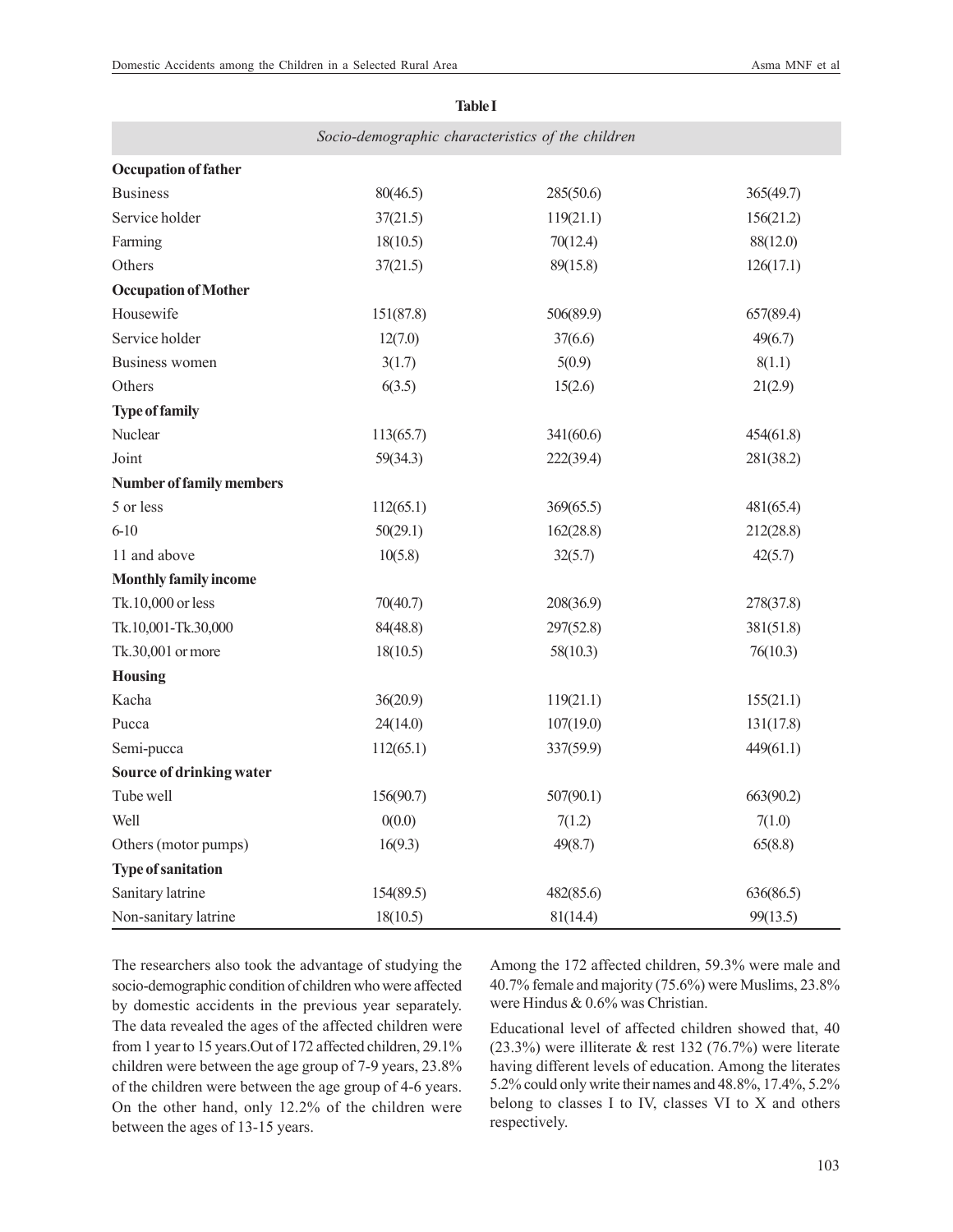**Table I**

*Socio-demographic characteristics of the children*

| | | | |
|---|---|---|---|
| **Occupation of father** | | | |
| Business | 80(46.5) | 285(50.6) | 365(49.7) |
| Service holder | 37(21.5) | 119(21.1) | 156(21.2) |
| Farming | 18(10.5) | 70(12.4) | 88(12.0) |
| Others | 37(21.5) | 89(15.8) | 126(17.1) |
| **Occupation of Mother** | | | |
| Housewife | 151(87.8) | 506(89.9) | 657(89.4) |
| Service holder | 12(7.0) | 37(6.6) | 49(6.7) |
| Business women | 3(1.7) | 5(0.9) | 8(1.1) |
| Others | 6(3.5) | 15(2.6) | 21(2.9) |
| **Type of family** | | | |
| Nuclear | 113(65.7) | 341(60.6) | 454(61.8) |
| Joint | 59(34.3) | 222(39.4) | 281(38.2) |
| **Number of family members** | | | |
| 5 or less | 112(65.1) | 369(65.5) | 481(65.4) |
| 6-10 | 50(29.1) | 162(28.8) | 212(28.8) |
| 11 and above | 10(5.8) | 32(5.7) | 42(5.7) |
| **Monthly family income** | | | |
| Tk.10,000 or less | 70(40.7) | 208(36.9) | 278(37.8) |
| Tk.10,001-Tk.30,000 | 84(48.8) | 297(52.8) | 381(51.8) |
| Tk.30,001 or more | 18(10.5) | 58(10.3) | 76(10.3) |
| **Housing** | | | |
| Kacha | 36(20.9) | 119(21.1) | 155(21.1) |
| Pucca | 24(14.0) | 107(19.0) | 131(17.8) |
| Semi-pucca | 112(65.1) | 337(59.9) | 449(61.1) |
| **Source of drinking water** | | | |
| Tube well | 156(90.7) | 507(90.1) | 663(90.2) |
| Well | 0(0.0) | 7(1.2) | 7(1.0) |
| Others (motor pumps) | 16(9.3) | 49(8.7) | 65(8.8) |
| **Type of sanitation** | | | |
| Sanitary latrine | 154(89.5) | 482(85.6) | 636(86.5) |
| Non-sanitary latrine | 18(10.5) | 81(14.4) | 99(13.5) |

The researchers also took the advantage of studying the socio-demographic condition of children who were affected by domestic accidents in the previous year separately. The data revealed the ages of the affected children were from 1 year to 15 years.Out of 172 affected children, 29.1% children were between the age group of 7-9 years, 23.8% of the children were between the age group of 4-6 years. On the other hand, only 12.2% of the children were between the ages of 13-15 years.

Among the 172 affected children, 59.3% were male and 40.7% female and majority (75.6%) were Muslims, 23.8% were Hindus & 0.6% was Christian.

Educational level of affected children showed that, 40 (23.3%) were illiterate & rest 132 (76.7%) were literate having different levels of education. Among the literates 5.2% could only write their names and 48.8%, 17.4%, 5.2% belong to classes I to IV, classes VI to X and others respectively.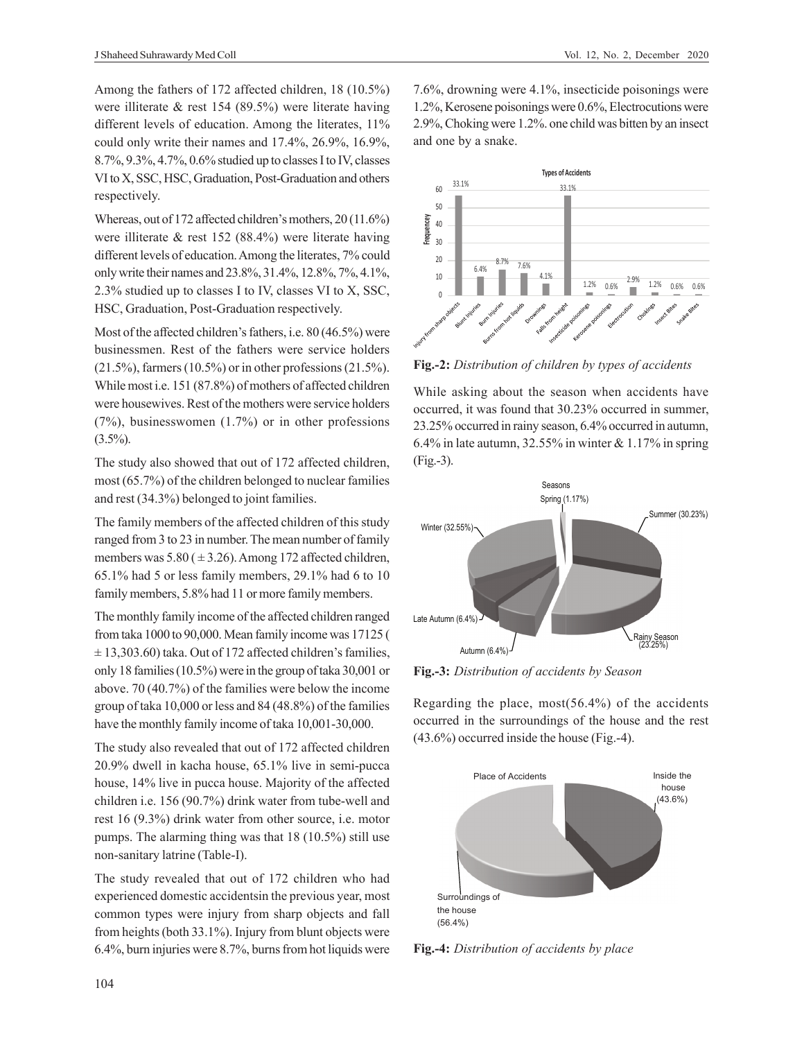Among the fathers of 172 affected children, 18 (10.5%) were illiterate & rest 154 (89.5%) were literate having different levels of education. Among the literates, 11% could only write their names and 17.4%, 26.9%, 16.9%, 8.7%, 9.3%, 4.7%, 0.6% studied up to classes I to IV, classes VI to X, SSC, HSC, Graduation, Post-Graduation and others respectively.

Whereas, out of 172 affected children's mothers, 20 (11.6%) were illiterate & rest 152 (88.4%) were literate having different levels of education. Among the literates, 7% could only write their names and 23.8%, 31.4%, 12.8%, 7%, 4.1%, 2.3% studied up to classes I to IV, classes VI to X, SSC, HSC, Graduation, Post-Graduation respectively.

Most of the affected children's fathers, i.e. 80 (46.5%) were businessmen. Rest of the fathers were service holders (21.5%), farmers (10.5%) or in other professions (21.5%). While most i.e. 151 (87.8%) of mothers of affected children were housewives. Rest of the mothers were service holders (7%), businesswomen (1.7%) or in other professions (3.5%).

The study also showed that out of 172 affected children, most (65.7%) of the children belonged to nuclear families and rest (34.3%) belonged to joint families.

The family members of the affected children of this study ranged from 3 to 23 in number. The mean number of family members was 5.80 ( ± 3.26). Among 172 affected children, 65.1% had 5 or less family members, 29.1% had 6 to 10 family members, 5.8% had 11 or more family members.

The monthly family income of the affected children ranged from taka 1000 to 90,000. Mean family income was 17125 ( ± 13,303.60) taka. Out of 172 affected children's families, only 18 families (10.5%) were in the group of taka 30,001 or above. 70 (40.7%) of the families were below the income group of taka 10,000 or less and 84 (48.8%) of the families have the monthly family income of taka 10,001-30,000.

The study also revealed that out of 172 affected children 20.9% dwell in kacha house, 65.1% live in semi-pucca house, 14% live in pucca house. Majority of the affected children i.e. 156 (90.7%) drink water from tube-well and rest 16 (9.3%) drink water from other source, i.e. motor pumps. The alarming thing was that 18 (10.5%) still use non-sanitary latrine (Table-I).

The study revealed that out of 172 children who had experienced domestic accidentsin the previous year, most common types were injury from sharp objects and fall from heights (both 33.1%). Injury from blunt objects were 6.4%, burn injuries were 8.7%, burns from hot liquids were 7.6%, drowning were 4.1%, insecticide poisonings were 1.2%, Kerosene poisonings were 0.6%, Electrocutions were 2.9%, Choking were 1.2%. one child was bitten by an insect and one by a snake.

**Fig.-2:** *Distribution of children by types of accidents*

While asking about the season when accidents have occurred, it was found that 30.23% occurred in summer, 23.25% occurred in rainy season, 6.4% occurred in autumn, 6.4% in late autumn, 32.55% in winter & 1.17% in spring (Fig.-3).

**Fig.-3:** *Distribution of accidents by Season*

Regarding the place, most(56.4%) of the accidents occurred in the surroundings of the house and the rest (43.6%) occurred inside the house (Fig.-4).

**Fig.-4:** *Distribution of accidents by place*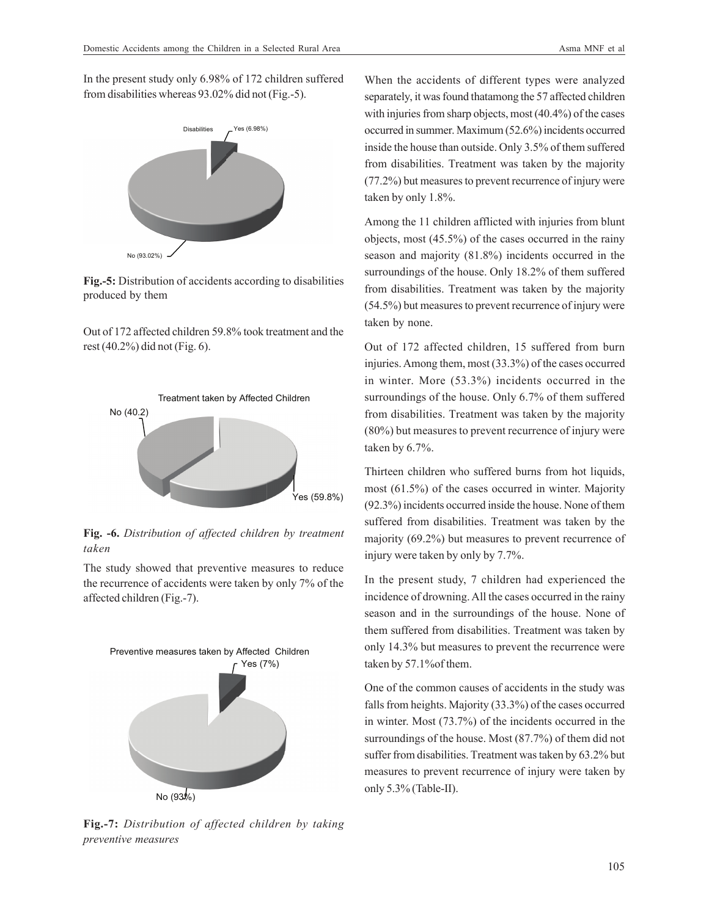In the present study only 6.98% of 172 children suffered from disabilities whereas 93.02% did not (Fig.-5).

Disabilities

Yes (6.98%)

No (93.02%)

**Fig.-5:** Distribution of accidents according to disabilities produced by them

Out of 172 affected children 59.8% took treatment and the rest (40.2%) did not (Fig. 6).

Treatment taken by Affected Children

No (40.2)

Yes (59.8%)

**Fig. -6.** *Distribution of affected children by treatment taken*

The study showed that preventive measures to reduce the recurrence of accidents were taken by only 7% of the affected children (Fig.-7).

Preventive measures taken by Affected Children

Yes (7%)

No (93%)

**Fig.-7:** *Distribution of affected children by taking preventive measures*

When the accidents of different types were analyzed separately, it was found thatamong the 57 affected children with injuries from sharp objects, most (40.4%) of the cases occurred in summer. Maximum (52.6%) incidents occurred inside the house than outside. Only 3.5% of them suffered from disabilities. Treatment was taken by the majority (77.2%) but measures to prevent recurrence of injury were taken by only 1.8%.

Among the 11 children afflicted with injuries from blunt objects, most (45.5%) of the cases occurred in the rainy season and majority (81.8%) incidents occurred in the surroundings of the house. Only 18.2% of them suffered from disabilities. Treatment was taken by the majority (54.5%) but measures to prevent recurrence of injury were taken by none.

Out of 172 affected children, 15 suffered from burn injuries. Among them, most (33.3%) of the cases occurred in winter. More (53.3%) incidents occurred in the surroundings of the house. Only 6.7% of them suffered from disabilities. Treatment was taken by the majority (80%) but measures to prevent recurrence of injury were taken by 6.7%.

Thirteen children who suffered burns from hot liquids, most (61.5%) of the cases occurred in winter. Majority (92.3%) incidents occurred inside the house. None of them suffered from disabilities. Treatment was taken by the majority (69.2%) but measures to prevent recurrence of injury were taken only by 7.7%.

In the present study, 7 children had experienced the incidence of drowning. All the cases occurred in the rainy season and in the surroundings of the house. None of them suffered from disabilities. Treatment was taken by only 14.3% but measures to prevent the recurrence were taken by 57.1%of them.

One of the common causes of accidents in the study was falls from heights. Majority (33.3%) of the cases occurred in winter. Most (73.7%) of the incidents occurred in the surroundings of the house. Most (87.7%) of them did not suffer from disabilities. Treatment was taken by 63.2% but measures to prevent recurrence of injury were taken by only 5.3% (Table-II).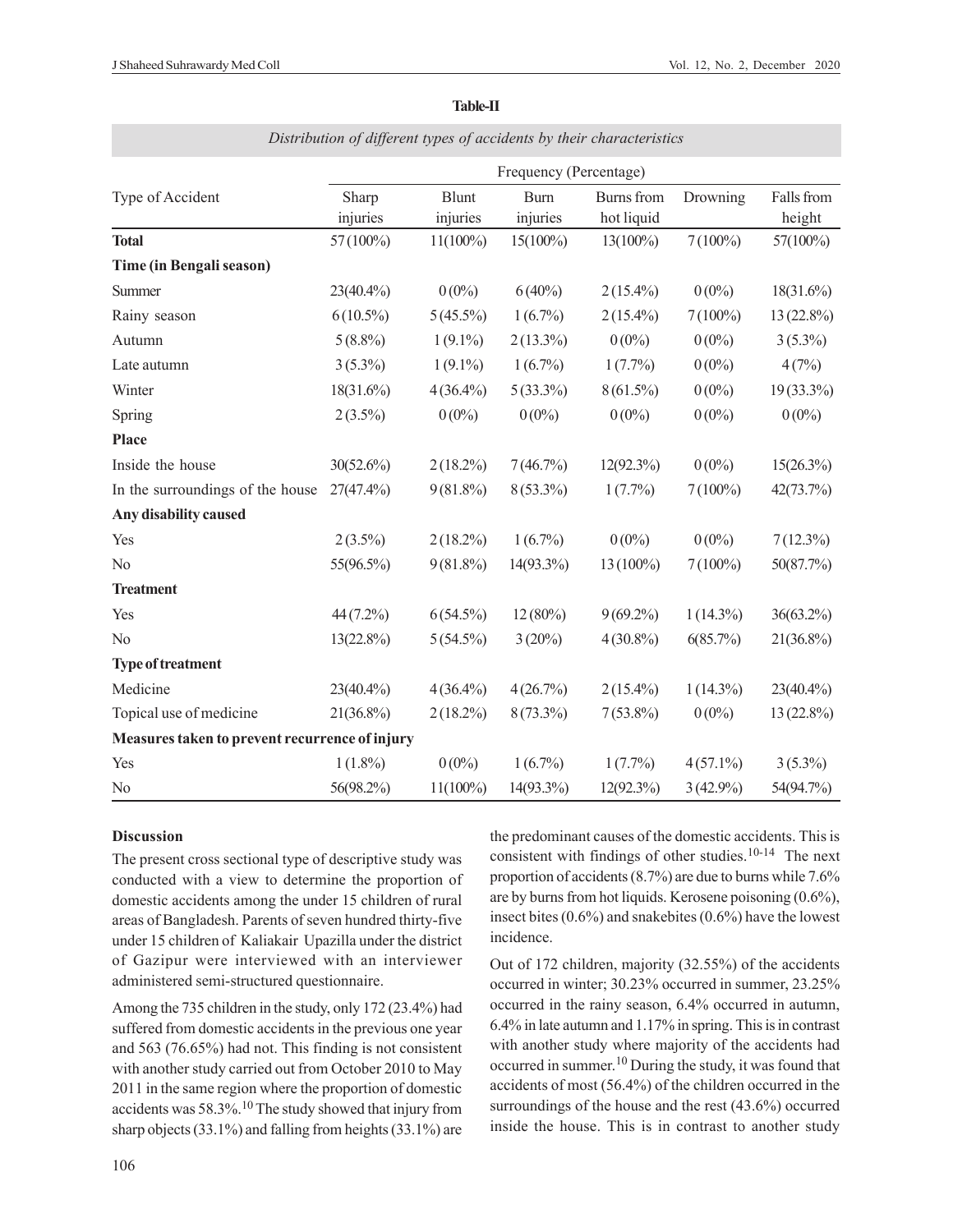**Table-II**

*Distribution of different types of accidents by their characteristics*

| Type of Accident | Frequency (Percentage) | | | | | |
|---|---|---|---|---|---|---|
| | Sharp injuries | Blunt injuries | Burn injuries | Burns from hot liquid | Drowning | Falls from height |
| **Total** | 57 (100%) | 11(100%) | 15(100%) | 13(100%) | 7 (100%) | 57(100%) |
| **Time (in Bengali season)** | | | | | | |
| Summer | 23(40.4%) | 0 (0%) | 6 (40%) | 2 (15.4%) | 0 (0%) | 18(31.6%) |
| Rainy season | 6 (10.5%) | 5 (45.5%) | 1 (6.7%) | 2 (15.4%) | 7 (100%) | 13 (22.8%) |
| Autumn | 5 (8.8%) | 1 (9.1%) | 2 (13.3%) | 0 (0%) | 0 (0%) | 3 (5.3%) |
| Late autumn | 3 (5.3%) | 1 (9.1%) | 1 (6.7%) | 1 (7.7%) | 0 (0%) | 4 (7%) |
| Winter | 18(31.6%) | 4 (36.4%) | 5 (33.3%) | 8 (61.5%) | 0 (0%) | 19 (33.3%) |
| Spring | 2 (3.5%) | 0 (0%) | 0 (0%) | 0 (0%) | 0 (0%) | 0 (0%) |
| **Place** | | | | | | |
| Inside the house | 30(52.6%) | 2 (18.2%) | 7 (46.7%) | 12(92.3%) | 0 (0%) | 15(26.3%) |
| In the surroundings of the house | 27(47.4%) | 9 (81.8%) | 8 (53.3%) | 1 (7.7%) | 7 (100%) | 42(73.7%) |
| **Any disability caused** | | | | | | |
| Yes | 2 (3.5%) | 2 (18.2%) | 1 (6.7%) | 0 (0%) | 0 (0%) | 7 (12.3%) |
| No | 55(96.5%) | 9 (81.8%) | 14(93.3%) | 13 (100%) | 7 (100%) | 50(87.7%) |
| **Treatment** | | | | | | |
| Yes | 44 (7.2%) | 6 (54.5%) | 12 (80%) | 9 (69.2%) | 1 (14.3%) | 36(63.2%) |
| No | 13(22.8%) | 5 (54.5%) | 3 (20%) | 4 (30.8%) | 6(85.7%) | 21(36.8%) |
| **Type of treatment** | | | | | | |
| Medicine | 23(40.4%) | 4 (36.4%) | 4 (26.7%) | 2 (15.4%) | 1 (14.3%) | 23(40.4%) |
| Topical use of medicine | 21(36.8%) | 2 (18.2%) | 8 (73.3%) | 7 (53.8%) | 0 (0%) | 13 (22.8%) |
| **Measures taken to prevent recurrence of injury** | | | | | | |
| Yes | 1 (1.8%) | 0 (0%) | 1 (6.7%) | 1 (7.7%) | 4 (57.1%) | 3 (5.3%) |
| No | 56(98.2%) | 11(100%) | 14(93.3%) | 12(92.3%) | 3 (42.9%) | 54(94.7%) |

## Discussion

The present cross sectional type of descriptive study was conducted with a view to determine the proportion of domestic accidents among the under 15 children of rural areas of Bangladesh. Parents of seven hundred thirty-five under 15 children of Kaliakair Upazilla under the district of Gazipur were interviewed with an interviewer administered semi-structured questionnaire.

Among the 735 children in the study, only 172 (23.4%) had suffered from domestic accidents in the previous one year and 563 (76.65%) had not. This finding is not consistent with another study carried out from October 2010 to May 2011 in the same region where the proportion of domestic accidents was 58.3%.[10] The study showed that injury from sharp objects (33.1%) and falling from heights (33.1%) are the predominant causes of the domestic accidents. This is consistent with findings of other studies.[10-14] The next proportion of accidents (8.7%) are due to burns while 7.6% are by burns from hot liquids. Kerosene poisoning (0.6%), insect bites (0.6%) and snakebites (0.6%) have the lowest incidence.

Out of 172 children, majority (32.55%) of the accidents occurred in winter; 30.23% occurred in summer, 23.25% occurred in the rainy season, 6.4% occurred in autumn, 6.4% in late autumn and 1.17% in spring. This is in contrast with another study where majority of the accidents had occurred in summer.[10] During the study, it was found that accidents of most (56.4%) of the children occurred in the surroundings of the house and the rest (43.6%) occurred inside the house. This is in contrast to another study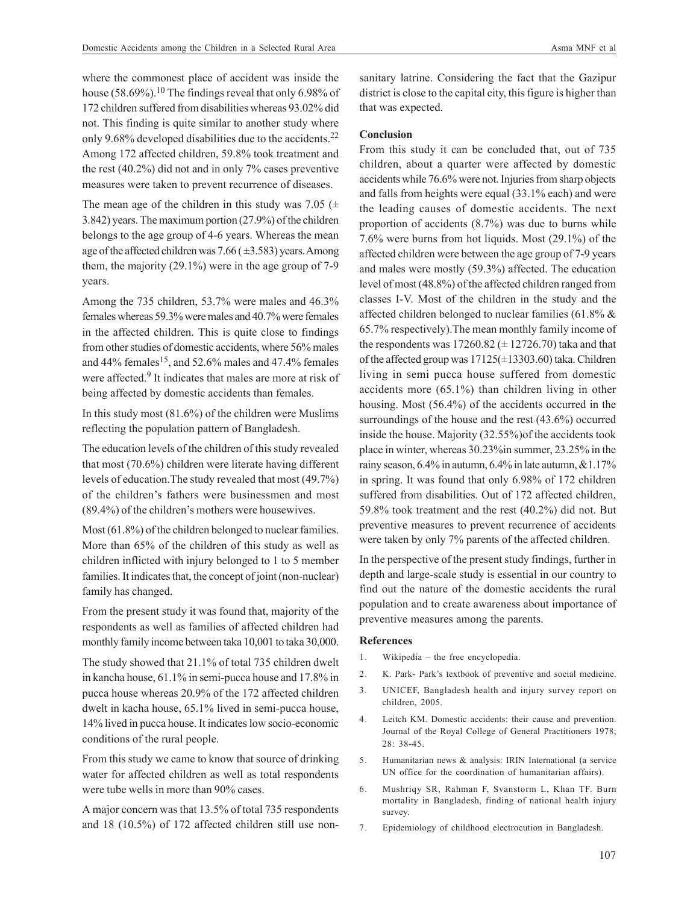where the commonest place of accident was inside the house (58.69%).[10] The findings reveal that only 6.98% of 172 children suffered from disabilities whereas 93.02% did not. This finding is quite similar to another study where only 9.68% developed disabilities due to the accidents.[22] Among 172 affected children, 59.8% took treatment and the rest (40.2%) did not and in only 7% cases preventive measures were taken to prevent recurrence of diseases.

The mean age of the children in this study was 7.05 (± 3.842) years. The maximum portion (27.9%) of the children belongs to the age group of 4-6 years. Whereas the mean age of the affected children was 7.66 ( ±3.583) years. Among them, the majority (29.1%) were in the age group of 7-9 years.

Among the 735 children, 53.7% were males and 46.3% females whereas 59.3% were males and 40.7% were females in the affected children. This is quite close to findings from other studies of domestic accidents, where 56% males and 44% females[15], and 52.6% males and 47.4% females were affected.[9] It indicates that males are more at risk of being affected by domestic accidents than females.

In this study most (81.6%) of the children were Muslims reflecting the population pattern of Bangladesh.

The education levels of the children of this study revealed that most (70.6%) children were literate having different levels of education.The study revealed that most (49.7%) of the children's fathers were businessmen and most (89.4%) of the children's mothers were housewives.

Most (61.8%) of the children belonged to nuclear families. More than 65% of the children of this study as well as children inflicted with injury belonged to 1 to 5 member families. It indicates that, the concept of joint (non-nuclear) family has changed.

From the present study it was found that, majority of the respondents as well as families of affected children had monthly family income between taka 10,001 to taka 30,000.

The study showed that 21.1% of total 735 children dwelt in kancha house, 61.1% in semi-pucca house and 17.8% in pucca house whereas 20.9% of the 172 affected children dwelt in kacha house, 65.1% lived in semi-pucca house, 14% lived in pucca house. It indicates low socio-economic conditions of the rural people.

From this study we came to know that source of drinking water for affected children as well as total respondents were tube wells in more than 90% cases.

A major concern was that 13.5% of total 735 respondents and 18 (10.5%) of 172 affected children still use non-sanitary latrine. Considering the fact that the Gazipur district is close to the capital city, this figure is higher than that was expected.

**Conclusion**

From this study it can be concluded that, out of 735 children, about a quarter were affected by domestic accidents while 76.6% were not. Injuries from sharp objects and falls from heights were equal (33.1% each) and were the leading causes of domestic accidents. The next proportion of accidents (8.7%) was due to burns while 7.6% were burns from hot liquids. Most (29.1%) of the affected children were between the age group of 7-9 years and males were mostly (59.3%) affected. The education level of most (48.8%) of the affected children ranged from classes I-V. Most of the children in the study and the affected children belonged to nuclear families (61.8% & 65.7% respectively).The mean monthly family income of the respondents was 17260.82 (± 12726.70) taka and that of the affected group was 17125(±13303.60) taka. Children living in semi pucca house suffered from domestic accidents more (65.1%) than children living in other housing. Most (56.4%) of the accidents occurred in the surroundings of the house and the rest (43.6%) occurred inside the house. Majority (32.55%)of the accidents took place in winter, whereas 30.23%in summer, 23.25% in the rainy season, 6.4% in autumn, 6.4% in late autumn, &1.17% in spring. It was found that only 6.98% of 172 children suffered from disabilities. Out of 172 affected children, 59.8% took treatment and the rest (40.2%) did not. But preventive measures to prevent recurrence of accidents were taken by only 7% parents of the affected children.

In the perspective of the present study findings, further in depth and large-scale study is essential in our country to find out the nature of the domestic accidents the rural population and to create awareness about importance of preventive measures among the parents.

**References**

1. Wikipedia – the free encyclopedia.
2. K. Park- Park's textbook of preventive and social medicine.
3. UNICEF, Bangladesh health and injury survey report on children, 2005.
4. Leitch KM. Domestic accidents: their cause and prevention. Journal of the Royal College of General Practitioners 1978; 28: 38-45.
5. Humanitarian news & analysis: IRIN International (a service UN office for the coordination of humanitarian affairs).
6. Mushriqy SR, Rahman F, Svanstorm L, Khan TF. Burn mortality in Bangladesh, finding of national health injury survey.
7. Epidemiology of childhood electrocution in Bangladesh.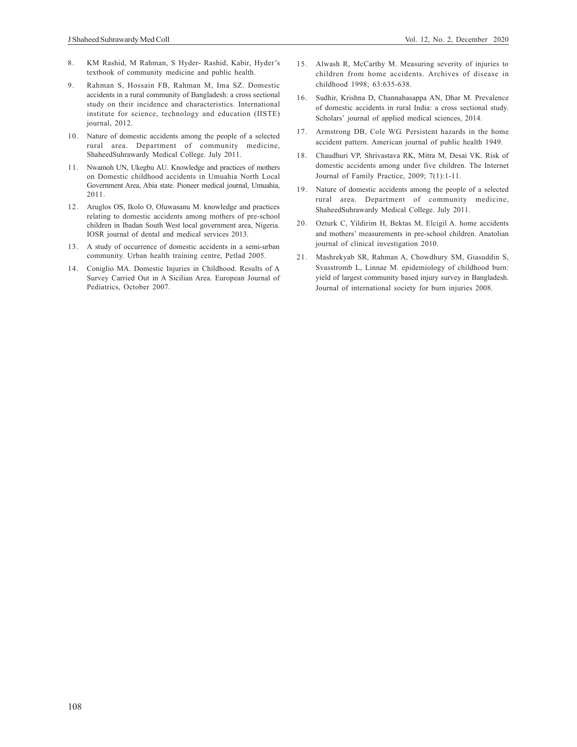8. KM Rashid, M Rahman, S Hyder- Rashid, Kabir, Hyder's textbook of community medicine and public health.
9. Rahman S, Hossain FB, Rahman M, Ima SZ. Domestic accidents in a rural community of Bangladesh: a cross sectional study on their incidence and characteristics. International institute for science, technology and education (IISTE) journal, 2012.
10. Nature of domestic accidents among the people of a selected rural area. Department of community medicine, ShaheedSuhrawardy Medical College. July 2011.
11. Nwamoh UN, Ukegbu AU. Knowledge and practices of mothers on Domestic childhood accidents in Umuahia North Local Government Area, Abia state. Pioneer medical journal, Umuahia, 2011.
12. Aruglos OS, Ikolo O, Oluwasanu M. knowledge and practices relating to domestic accidents among mothers of pre-school children in Ibadan South West local government area, Nigeria. IOSR journal of dental and medical services 2013.
13. A study of occurrence of domestic accidents in a semi-urban community. Urban health training centre, Petlad 2005.
14. Coniglio MA. Domestic Injuries in Childhood. Results of A Survey Carried Out in A Sicilian Area. European Journal of Pediatrics, October 2007.
15. Alwash R, McCarthy M. Measuring severity of injuries to children from home accidents. Archives of disease in childhood 1998; 63:635-638.
16. Sudhir, Krishna D, Channabasappa AN, Dhar M. Prevalence of domestic accidents in rural India: a cross sectional study. Scholars' journal of applied medical sciences, 2014.
17. Armstrong DB, Cole WG. Persistent hazards in the home accident pattern. American journal of public health 1949.
18. Chaudhuri VP, Shrivastava RK, Mitra M, Desai VK. Risk of domestic accidents among under five children. The Internet Journal of Family Practice, 2009; 7(1):1-11.
19. Nature of domestic accidents among the people of a selected rural area. Department of community medicine, ShaheedSuhrawardy Medical College. July 2011.
20. Ozturk C, Yildirim H, Bektas M, Elcigil A. home accidents and mothers' measurements in pre-school children. Anatolian journal of clinical investigation 2010.
21. Mashrekyab SR, Rahman A, Chowdhury SM, Giasuddin S, Svasstromb L, Linnae M. epidemiology of childhood burn: yield of largest community based injury survey in Bangladesh. Journal of international society for burn injuries 2008.